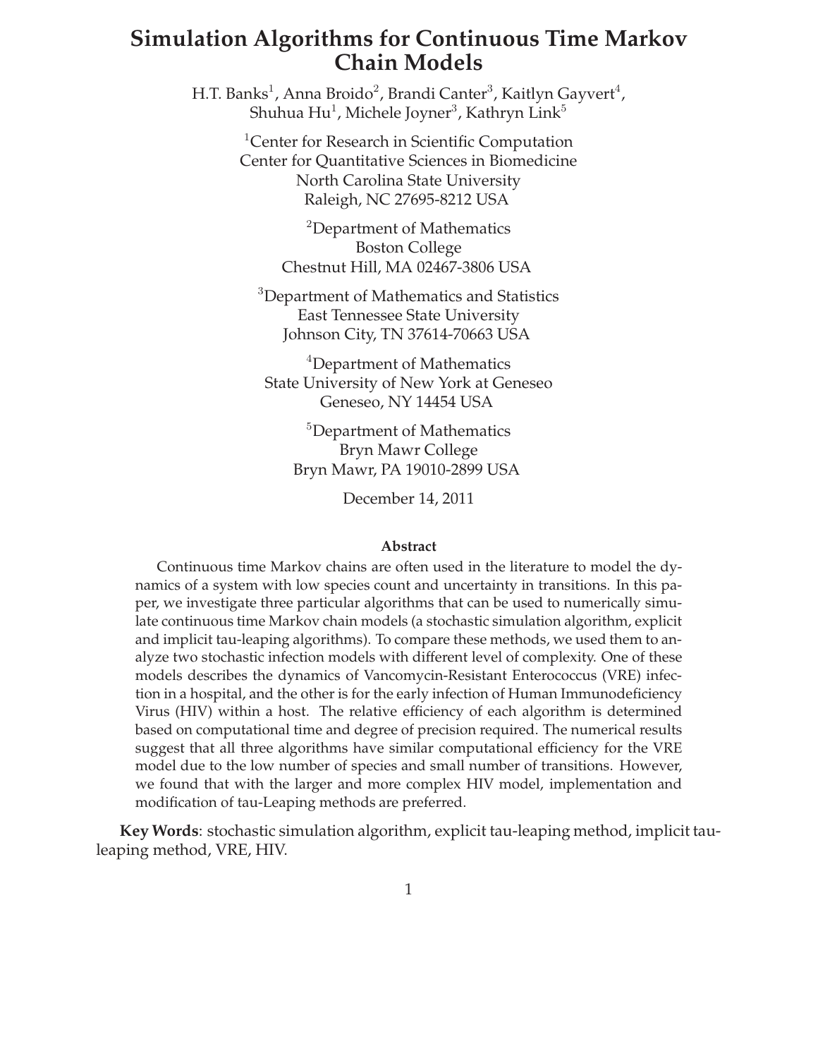# Simulation Algorithms for Continuous Time Markov Chain Models

H.T. Banks[1], Anna Broido[2], Brandi Canter[3], Kaitlyn Gayvert[4], Shuhua Hu[1], Michele Joyner[3], Kathryn Link[5]

[1]Center for Research in Scientific Computation
Center for Quantitative Sciences in Biomedicine
North Carolina State University
Raleigh, NC 27695-8212 USA

[2]Department of Mathematics
Boston College
Chestnut Hill, MA 02467-3806 USA

[3]Department of Mathematics and Statistics
East Tennessee State University
Johnson City, TN 37614-70663 USA

[4]Department of Mathematics
State University of New York at Geneseo
Geneseo, NY 14454 USA

[5]Department of Mathematics
Bryn Mawr College
Bryn Mawr, PA 19010-2899 USA

December 14, 2011

**Abstract**

Continuous time Markov chains are often used in the literature to model the dynamics of a system with low species count and uncertainty in transitions. In this paper, we investigate three particular algorithms that can be used to numerically simulate continuous time Markov chain models (a stochastic simulation algorithm, explicit and implicit tau-leaping algorithms). To compare these methods, we used them to analyze two stochastic infection models with different level of complexity. One of these models describes the dynamics of Vancomycin-Resistant Enterococcus (VRE) infection in a hospital, and the other is for the early infection of Human Immunodeficiency Virus (HIV) within a host. The relative efficiency of each algorithm is determined based on computational time and degree of precision required. The numerical results suggest that all three algorithms have similar computational efficiency for the VRE model due to the low number of species and small number of transitions. However, we found that with the larger and more complex HIV model, implementation and modification of tau-Leaping methods are preferred.

**Key Words**: stochastic simulation algorithm, explicit tau-leaping method, implicit tau-leaping method, VRE, HIV.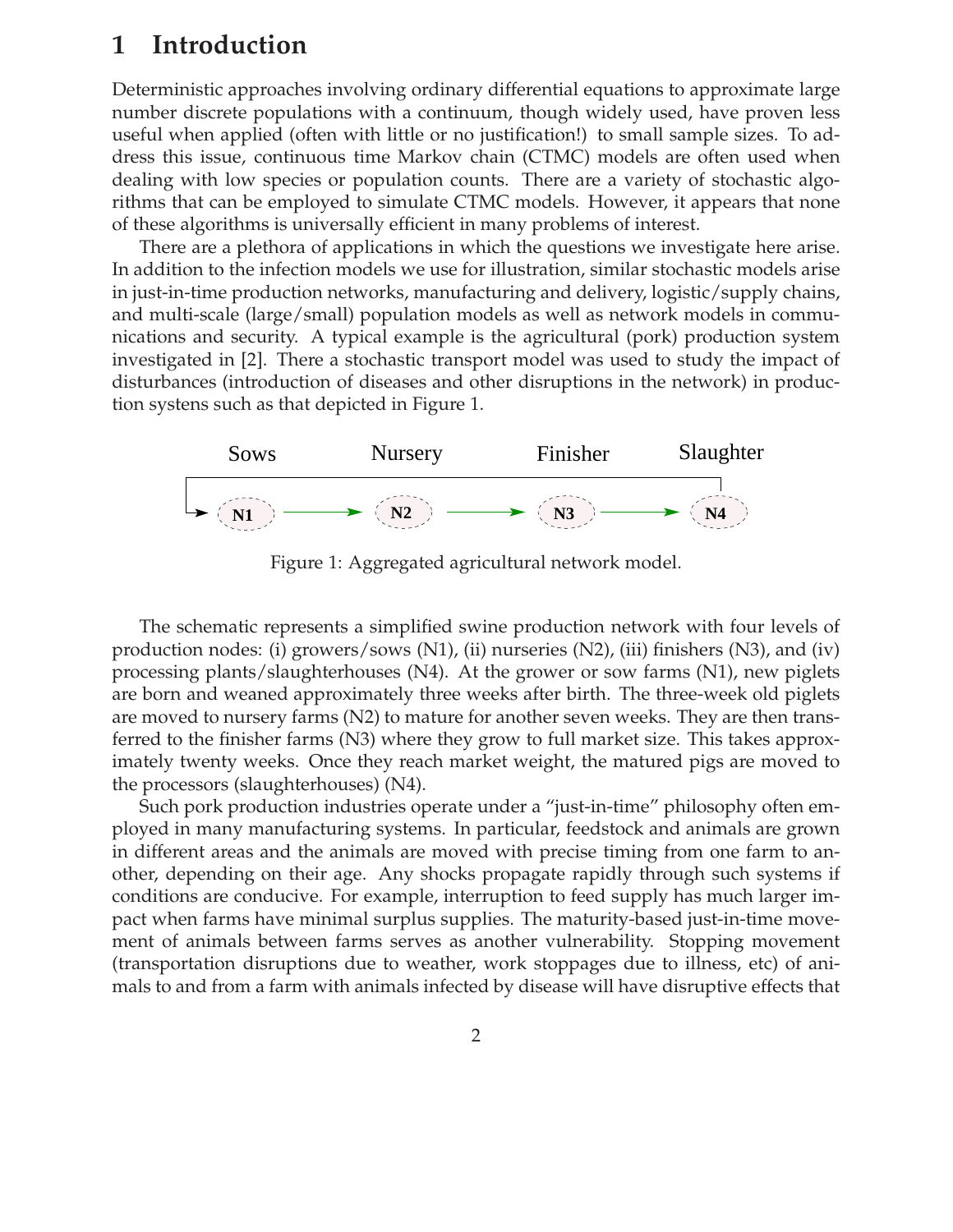# 1 Introduction

Deterministic approaches involving ordinary differential equations to approximate large number discrete populations with a continuum, though widely used, have proven less useful when applied (often with little or no justification!) to small sample sizes. To address this issue, continuous time Markov chain (CTMC) models are often used when dealing with low species or population counts. There are a variety of stochastic algorithms that can be employed to simulate CTMC models. However, it appears that none of these algorithms is universally efficient in many problems of interest.

There are a plethora of applications in which the questions we investigate here arise. In addition to the infection models we use for illustration, similar stochastic models arise in just-in-time production networks, manufacturing and delivery, logistic/supply chains, and multi-scale (large/small) population models as well as network models in communications and security. A typical example is the agricultural (pork) production system investigated in [2]. There a stochastic transport model was used to study the impact of disturbances (introduction of diseases and other disruptions in the network) in production systens such as that depicted in Figure 1.

Sows — Nursery — Finisher — Slaughter

N1 → N2 → N3 → N4

Figure 1: Aggregated agricultural network model.

The schematic represents a simplified swine production network with four levels of production nodes: (i) growers/sows (N1), (ii) nurseries (N2), (iii) finishers (N3), and (iv) processing plants/slaughterhouses (N4). At the grower or sow farms (N1), new piglets are born and weaned approximately three weeks after birth. The three-week old piglets are moved to nursery farms (N2) to mature for another seven weeks. They are then transferred to the finisher farms (N3) where they grow to full market size. This takes approximately twenty weeks. Once they reach market weight, the matured pigs are moved to the processors (slaughterhouses) (N4).

Such pork production industries operate under a "just-in-time" philosophy often employed in many manufacturing systems. In particular, feedstock and animals are grown in different areas and the animals are moved with precise timing from one farm to another, depending on their age. Any shocks propagate rapidly through such systems if conditions are conducive. For example, interruption to feed supply has much larger impact when farms have minimal surplus supplies. The maturity-based just-in-time movement of animals between farms serves as another vulnerability. Stopping movement (transportation disruptions due to weather, work stoppages due to illness, etc) of animals to and from a farm with animals infected by disease will have disruptive effects that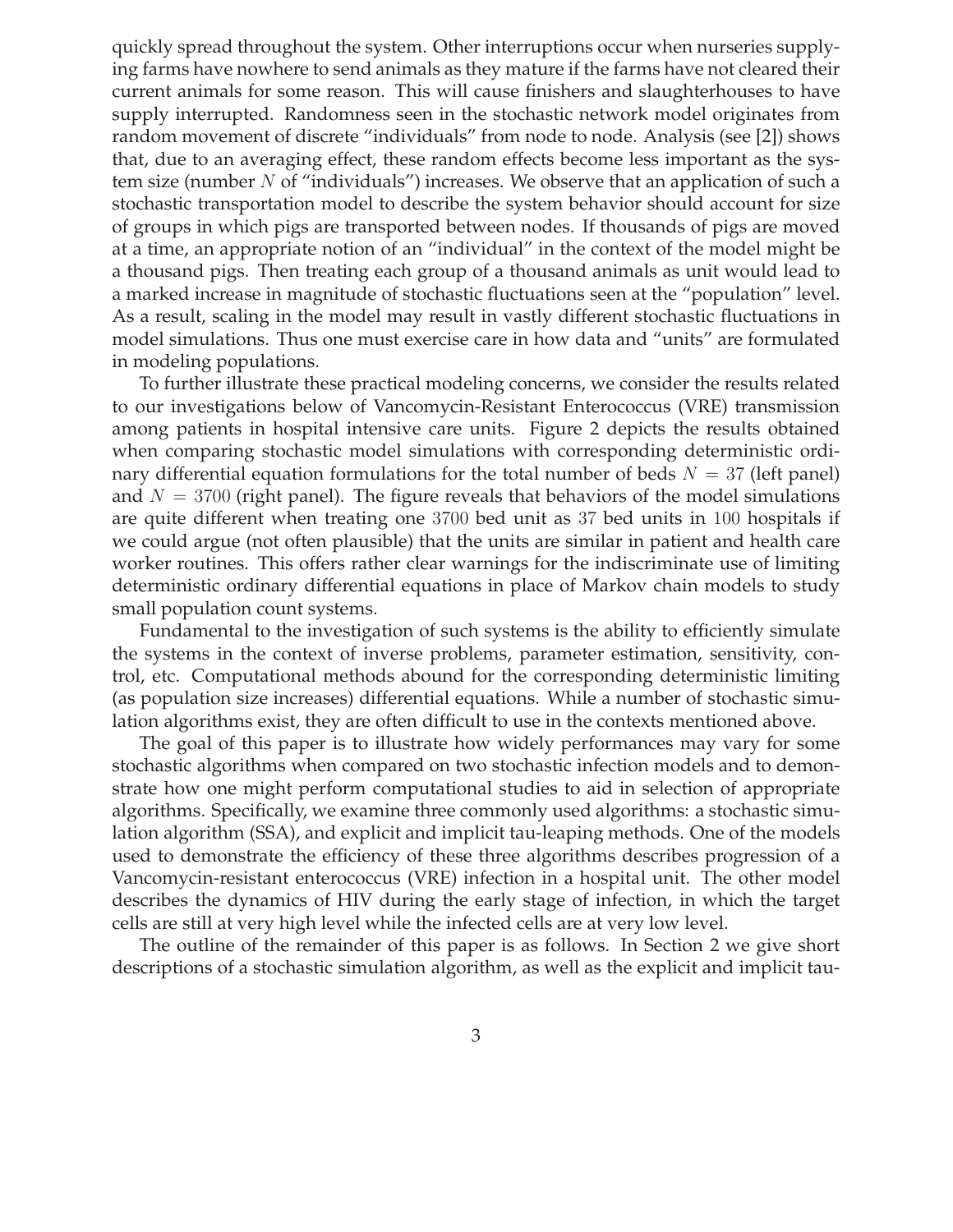quickly spread throughout the system. Other interruptions occur when nurseries supplying farms have nowhere to send animals as they mature if the farms have not cleared their current animals for some reason. This will cause finishers and slaughterhouses to have supply interrupted. Randomness seen in the stochastic network model originates from random movement of discrete "individuals" from node to node. Analysis (see [2]) shows that, due to an averaging effect, these random effects become less important as the system size (number $N$ of "individuals") increases. We observe that an application of such a stochastic transportation model to describe the system behavior should account for size of groups in which pigs are transported between nodes. If thousands of pigs are moved at a time, an appropriate notion of an "individual" in the context of the model might be a thousand pigs. Then treating each group of a thousand animals as unit would lead to a marked increase in magnitude of stochastic fluctuations seen at the "population" level. As a result, scaling in the model may result in vastly different stochastic fluctuations in model simulations. Thus one must exercise care in how data and "units" are formulated in modeling populations.

To further illustrate these practical modeling concerns, we consider the results related to our investigations below of Vancomycin-Resistant Enterococcus (VRE) transmission among patients in hospital intensive care units. Figure 2 depicts the results obtained when comparing stochastic model simulations with corresponding deterministic ordinary differential equation formulations for the total number of beds $N = 37$ (left panel) and $N = 3700$ (right panel). The figure reveals that behaviors of the model simulations are quite different when treating one $3700$ bed unit as $37$ bed units in $100$ hospitals if we could argue (not often plausible) that the units are similar in patient and health care worker routines. This offers rather clear warnings for the indiscriminate use of limiting deterministic ordinary differential equations in place of Markov chain models to study small population count systems.

Fundamental to the investigation of such systems is the ability to efficiently simulate the systems in the context of inverse problems, parameter estimation, sensitivity, control, etc. Computational methods abound for the corresponding deterministic limiting (as population size increases) differential equations. While a number of stochastic simulation algorithms exist, they are often difficult to use in the contexts mentioned above.

The goal of this paper is to illustrate how widely performances may vary for some stochastic algorithms when compared on two stochastic infection models and to demonstrate how one might perform computational studies to aid in selection of appropriate algorithms. Specifically, we examine three commonly used algorithms: a stochastic simulation algorithm (SSA), and explicit and implicit tau-leaping methods. One of the models used to demonstrate the efficiency of these three algorithms describes progression of a Vancomycin-resistant enterococcus (VRE) infection in a hospital unit. The other model describes the dynamics of HIV during the early stage of infection, in which the target cells are still at very high level while the infected cells are at very low level.

The outline of the remainder of this paper is as follows. In Section 2 we give short descriptions of a stochastic simulation algorithm, as well as the explicit and implicit tau-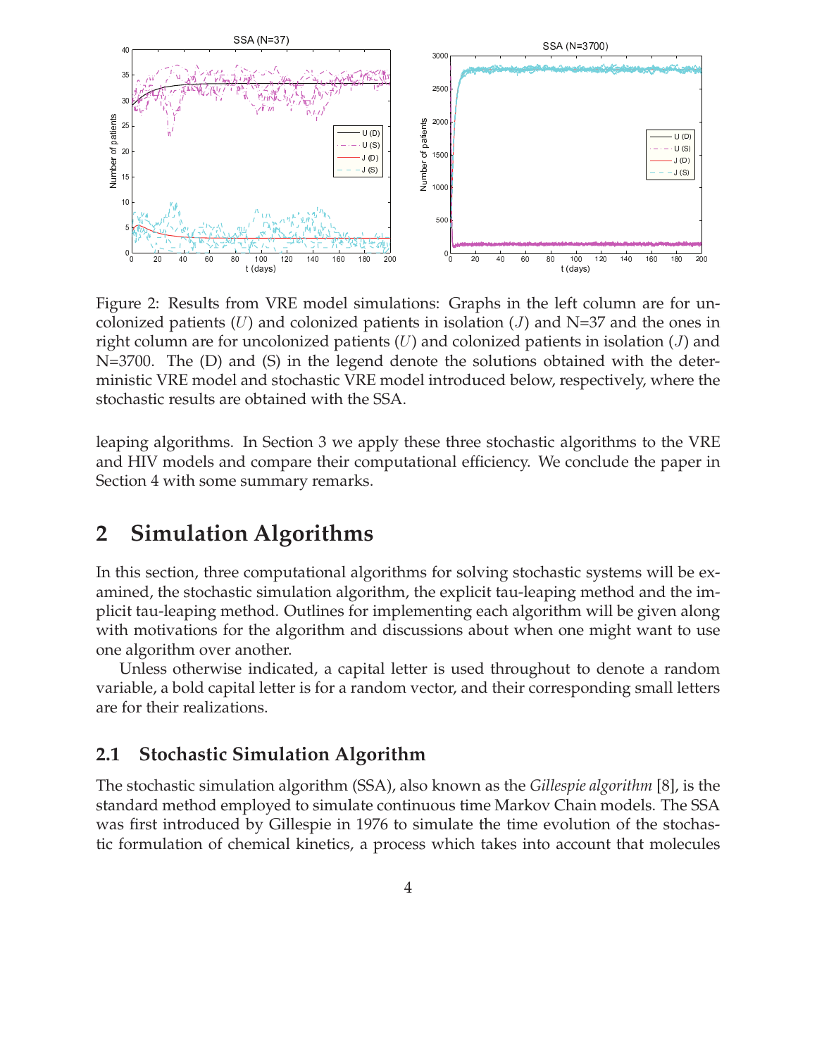Figure 2: Results from VRE model simulations: Graphs in the left column are for uncolonized patients ($U$) and colonized patients in isolation ($J$) and N=37 and the ones in right column are for uncolonized patients ($U$) and colonized patients in isolation ($J$) and N=3700. The (D) and (S) in the legend denote the solutions obtained with the deterministic VRE model and stochastic VRE model introduced below, respectively, where the stochastic results are obtained with the SSA.

leaping algorithms. In Section 3 we apply these three stochastic algorithms to the VRE and HIV models and compare their computational efficiency. We conclude the paper in Section 4 with some summary remarks.

## 2 Simulation Algorithms

In this section, three computational algorithms for solving stochastic systems will be examined, the stochastic simulation algorithm, the explicit tau-leaping method and the implicit tau-leaping method. Outlines for implementing each algorithm will be given along with motivations for the algorithm and discussions about when one might want to use one algorithm over another.

Unless otherwise indicated, a capital letter is used throughout to denote a random variable, a bold capital letter is for a random vector, and their corresponding small letters are for their realizations.

### 2.1 Stochastic Simulation Algorithm

The stochastic simulation algorithm (SSA), also known as the *Gillespie algorithm* [8], is the standard method employed to simulate continuous time Markov Chain models. The SSA was first introduced by Gillespie in 1976 to simulate the time evolution of the stochastic formulation of chemical kinetics, a process which takes into account that molecules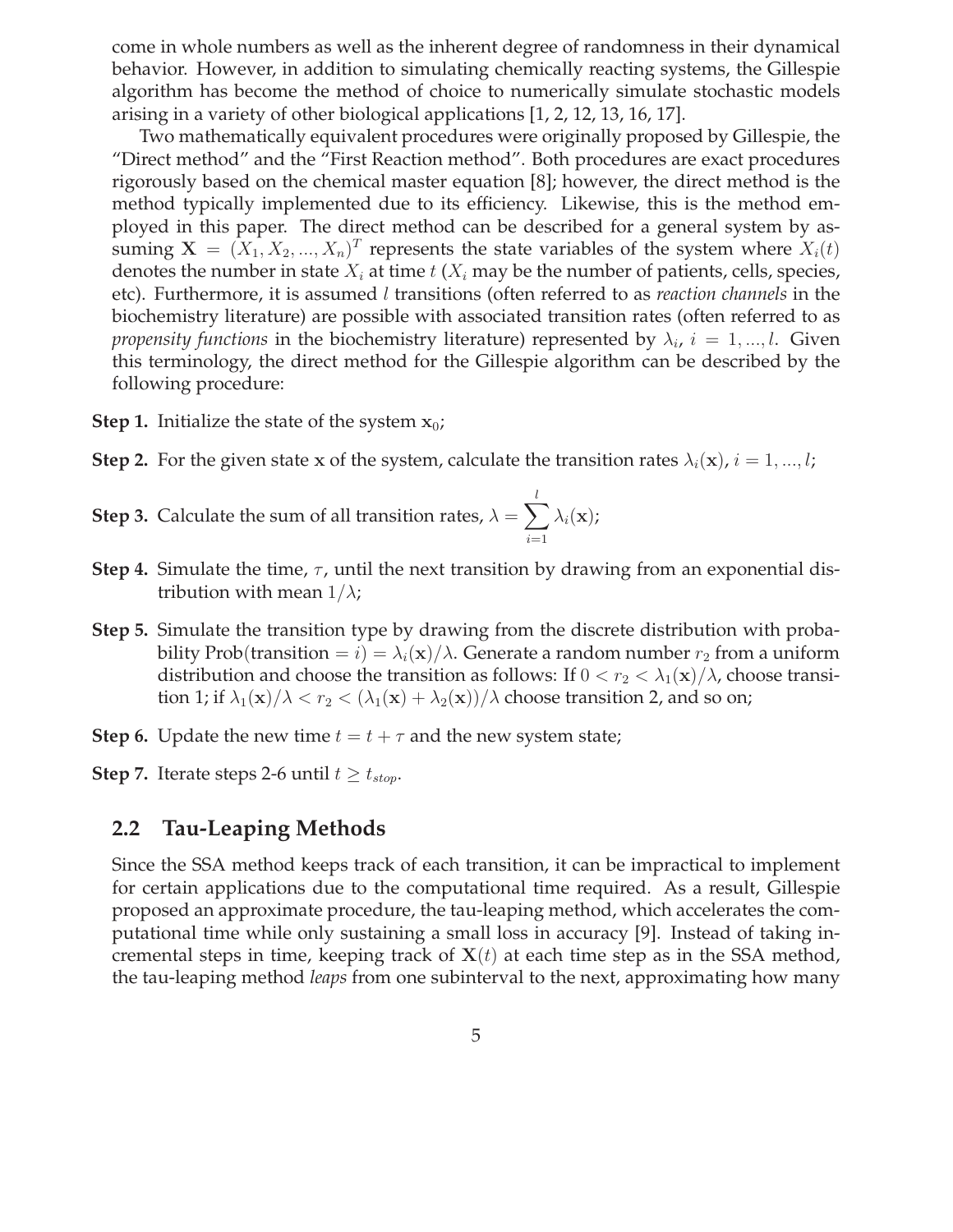come in whole numbers as well as the inherent degree of randomness in their dynamical behavior. However, in addition to simulating chemically reacting systems, the Gillespie algorithm has become the method of choice to numerically simulate stochastic models arising in a variety of other biological applications [1, 2, 12, 13, 16, 17].

Two mathematically equivalent procedures were originally proposed by Gillespie, the "Direct method" and the "First Reaction method". Both procedures are exact procedures rigorously based on the chemical master equation [8]; however, the direct method is the method typically implemented due to its efficiency. Likewise, this is the method employed in this paper. The direct method can be described for a general system by assuming $\mathbf{X} = (X_1, X_2, ..., X_n)^T$ represents the state variables of the system where $X_i(t)$ denotes the number in state $X_i$ at time $t$ ($X_i$ may be the number of patients, cells, species, etc). Furthermore, it is assumed $l$ transitions (often referred to as *reaction channels* in the biochemistry literature) are possible with associated transition rates (often referred to as *propensity functions* in the biochemistry literature) represented by $\lambda_i$, $i = 1, ..., l$. Given this terminology, the direct method for the Gillespie algorithm can be described by the following procedure:

**Step 1.** Initialize the state of the system $\mathbf{x}_0$;

**Step 2.** For the given state $\mathbf{x}$ of the system, calculate the transition rates $\lambda_i(\mathbf{x})$, $i = 1, ..., l$;

**Step 3.** Calculate the sum of all transition rates, $\lambda = \sum_{i=1}^{l} \lambda_i(\mathbf{x})$;

**Step 4.** Simulate the time, $\tau$, until the next transition by drawing from an exponential distribution with mean $1/\lambda$;

**Step 5.** Simulate the transition type by drawing from the discrete distribution with probability Prob(transition $= i$) $= \lambda_i(\mathbf{x})/\lambda$. Generate a random number $r_2$ from a uniform distribution and choose the transition as follows: If $0 < r_2 < \lambda_1(\mathbf{x})/\lambda$, choose transition 1; if $\lambda_1(\mathbf{x})/\lambda < r_2 < (\lambda_1(\mathbf{x}) + \lambda_2(\mathbf{x}))/\lambda$ choose transition 2, and so on;

**Step 6.** Update the new time $t = t + \tau$ and the new system state;

**Step 7.** Iterate steps 2-6 until $t \geq t_{stop}$.

## 2.2 Tau-Leaping Methods

Since the SSA method keeps track of each transition, it can be impractical to implement for certain applications due to the computational time required. As a result, Gillespie proposed an approximate procedure, the tau-leaping method, which accelerates the computational time while only sustaining a small loss in accuracy [9]. Instead of taking incremental steps in time, keeping track of $\mathbf{X}(t)$ at each time step as in the SSA method, the tau-leaping method *leaps* from one subinterval to the next, approximating how many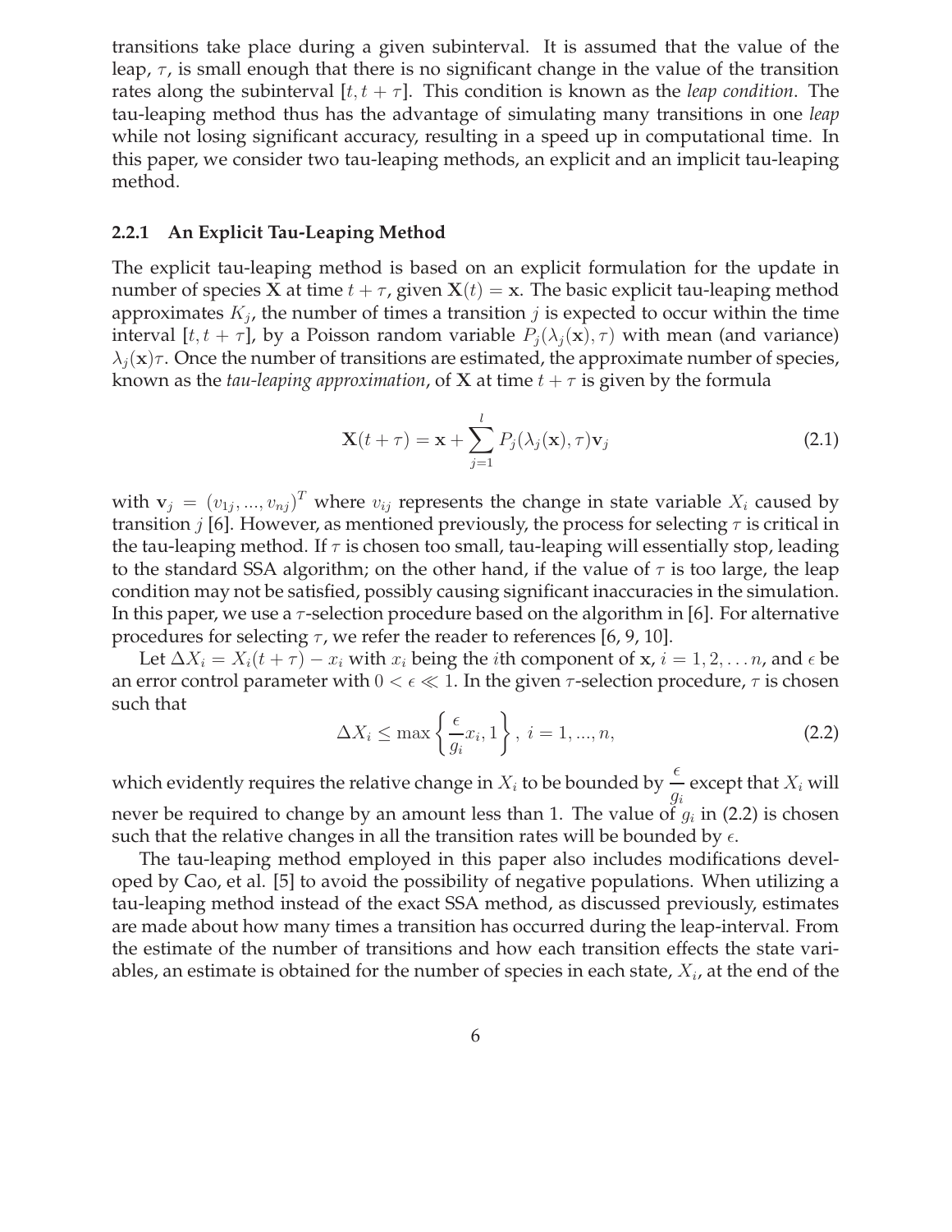transitions take place during a given subinterval. It is assumed that the value of the leap, $\tau$, is small enough that there is no significant change in the value of the transition rates along the subinterval $[t, t+\tau]$. This condition is known as the *leap condition*. The tau-leaping method thus has the advantage of simulating many transitions in one *leap* while not losing significant accuracy, resulting in a speed up in computational time. In this paper, we consider two tau-leaping methods, an explicit and an implicit tau-leaping method.

### 2.2.1 An Explicit Tau-Leaping Method

The explicit tau-leaping method is based on an explicit formulation for the update in number of species $\mathbf{X}$ at time $t+\tau$, given $\mathbf{X}(t) = \mathbf{x}$. The basic explicit tau-leaping method approximates $K_j$, the number of times a transition $j$ is expected to occur within the time interval $[t, t+\tau]$, by a Poisson random variable $P_j(\lambda_j(\mathbf{x}), \tau)$ with mean (and variance) $\lambda_j(\mathbf{x})\tau$. Once the number of transitions are estimated, the approximate number of species, known as the *tau-leaping approximation*, of $\mathbf{X}$ at time $t+\tau$ is given by the formula

$$\mathbf{X}(t+\tau) = \mathbf{x} + \sum_{j=1}^{l} P_j(\lambda_j(\mathbf{x}), \tau)\mathbf{v}_j \tag{2.1}$$

with $\mathbf{v}_j = (v_{1j}, ..., v_{nj})^T$ where $v_{ij}$ represents the change in state variable $X_i$ caused by transition $j$ [6]. However, as mentioned previously, the process for selecting $\tau$ is critical in the tau-leaping method. If $\tau$ is chosen too small, tau-leaping will essentially stop, leading to the standard SSA algorithm; on the other hand, if the value of $\tau$ is too large, the leap condition may not be satisfied, possibly causing significant inaccuracies in the simulation. In this paper, we use a $\tau$-selection procedure based on the algorithm in [6]. For alternative procedures for selecting $\tau$, we refer the reader to references [6, 9, 10].

Let $\Delta X_i = X_i(t+\tau) - x_i$ with $x_i$ being the $i$th component of $\mathbf{x}$, $i = 1, 2, \ldots n$, and $\epsilon$ be an error control parameter with $0 < \epsilon \ll 1$. In the given $\tau$-selection procedure, $\tau$ is chosen such that

$$\Delta X_i \leq \max\left\{\frac{\epsilon}{g_i} x_i, 1\right\}, \; i = 1, ..., n, \tag{2.2}$$

which evidently requires the relative change in $X_i$ to be bounded by $\dfrac{\epsilon}{g_i}$ except that $X_i$ will never be required to change by an amount less than 1. The value of $g_i$ in (2.2) is chosen such that the relative changes in all the transition rates will be bounded by $\epsilon$.

The tau-leaping method employed in this paper also includes modifications developed by Cao, et al. [5] to avoid the possibility of negative populations. When utilizing a tau-leaping method instead of the exact SSA method, as discussed previously, estimates are made about how many times a transition has occurred during the leap-interval. From the estimate of the number of transitions and how each transition effects the state variables, an estimate is obtained for the number of species in each state, $X_i$, at the end of the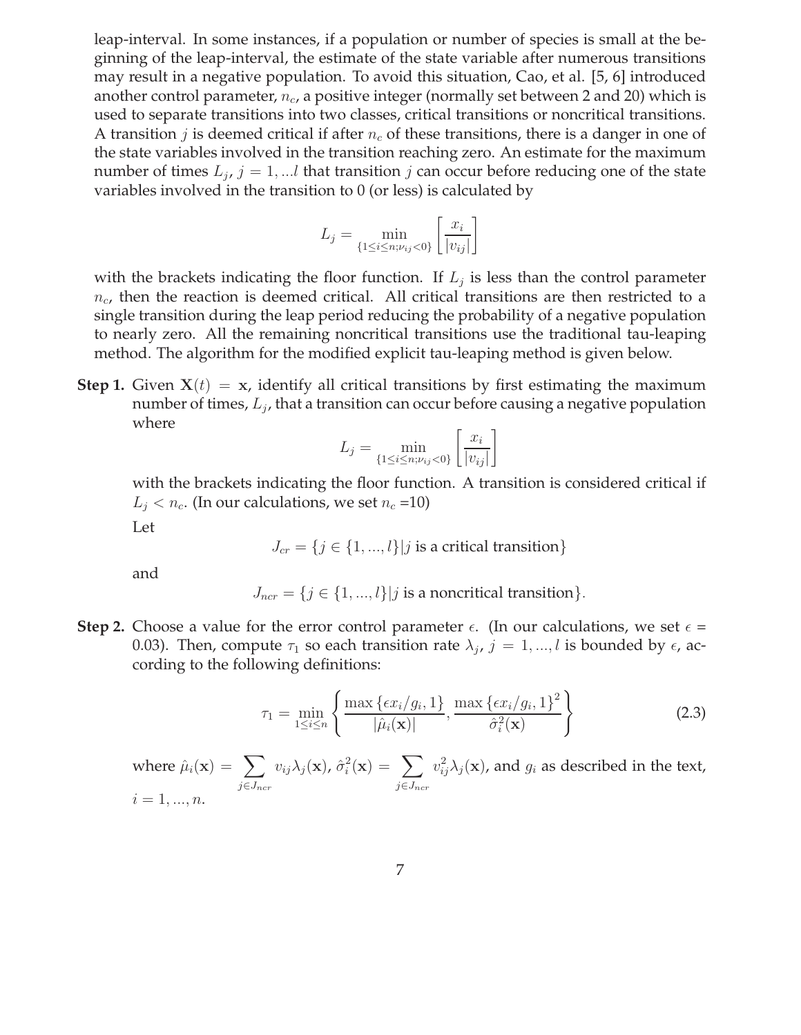leap-interval. In some instances, if a population or number of species is small at the beginning of the leap-interval, the estimate of the state variable after numerous transitions may result in a negative population. To avoid this situation, Cao, et al. [5, 6] introduced another control parameter, $n_c$, a positive integer (normally set between 2 and 20) which is used to separate transitions into two classes, critical transitions or noncritical transitions. A transition $j$ is deemed critical if after $n_c$ of these transitions, there is a danger in one of the state variables involved in the transition reaching zero. An estimate for the maximum number of times $L_j$, $j = 1, ...l$ that transition $j$ can occur before reducing one of the state variables involved in the transition to 0 (or less) is calculated by

$$L_j = \min_{\{1 \leq i \leq n; \nu_{ij} < 0\}} \left[ \frac{x_i}{|v_{ij}|} \right]$$

with the brackets indicating the floor function. If $L_j$ is less than the control parameter $n_c$, then the reaction is deemed critical. All critical transitions are then restricted to a single transition during the leap period reducing the probability of a negative population to nearly zero. All the remaining noncritical transitions use the traditional tau-leaping method. The algorithm for the modified explicit tau-leaping method is given below.

**Step 1.** Given $\mathbf{X}(t) = \mathbf{x}$, identify all critical transitions by first estimating the maximum number of times, $L_j$, that a transition can occur before causing a negative population where

$$L_j = \min_{\{1 \leq i \leq n; \nu_{ij} < 0\}} \left[ \frac{x_i}{|v_{ij}|} \right]$$

with the brackets indicating the floor function. A transition is considered critical if $L_j < n_c$. (In our calculations, we set $n_c$ =10)

Let

$$J_{cr} = \{j \in \{1, ..., l\} | j \text{ is a critical transition}\}$$

and

$$J_{ncr} = \{j \in \{1, ..., l\} | j \text{ is a noncritical transition}\}.$$

**Step 2.** Choose a value for the error control parameter $\epsilon$. (In our calculations, we set $\epsilon$ = 0.03). Then, compute $\tau_1$ so each transition rate $\lambda_j$, $j = 1, ..., l$ is bounded by $\epsilon$, according to the following definitions:

$$\tau_1 = \min_{1 \leq i \leq n} \left\{ \frac{\max\{\epsilon x_i / g_i, 1\}}{|\hat{\mu}_i(\mathbf{x})|}, \frac{\max\{\epsilon x_i / g_i, 1\}^2}{\hat{\sigma}_i^2(\mathbf{x})} \right\} \tag{2.3}$$

where $\hat{\mu}_i(\mathbf{x}) = \sum_{j \in J_{ncr}} v_{ij} \lambda_j(\mathbf{x})$, $\hat{\sigma}_i^2(\mathbf{x}) = \sum_{j \in J_{ncr}} v_{ij}^2 \lambda_j(\mathbf{x})$, and $g_i$ as described in the text, $i = 1, ..., n$.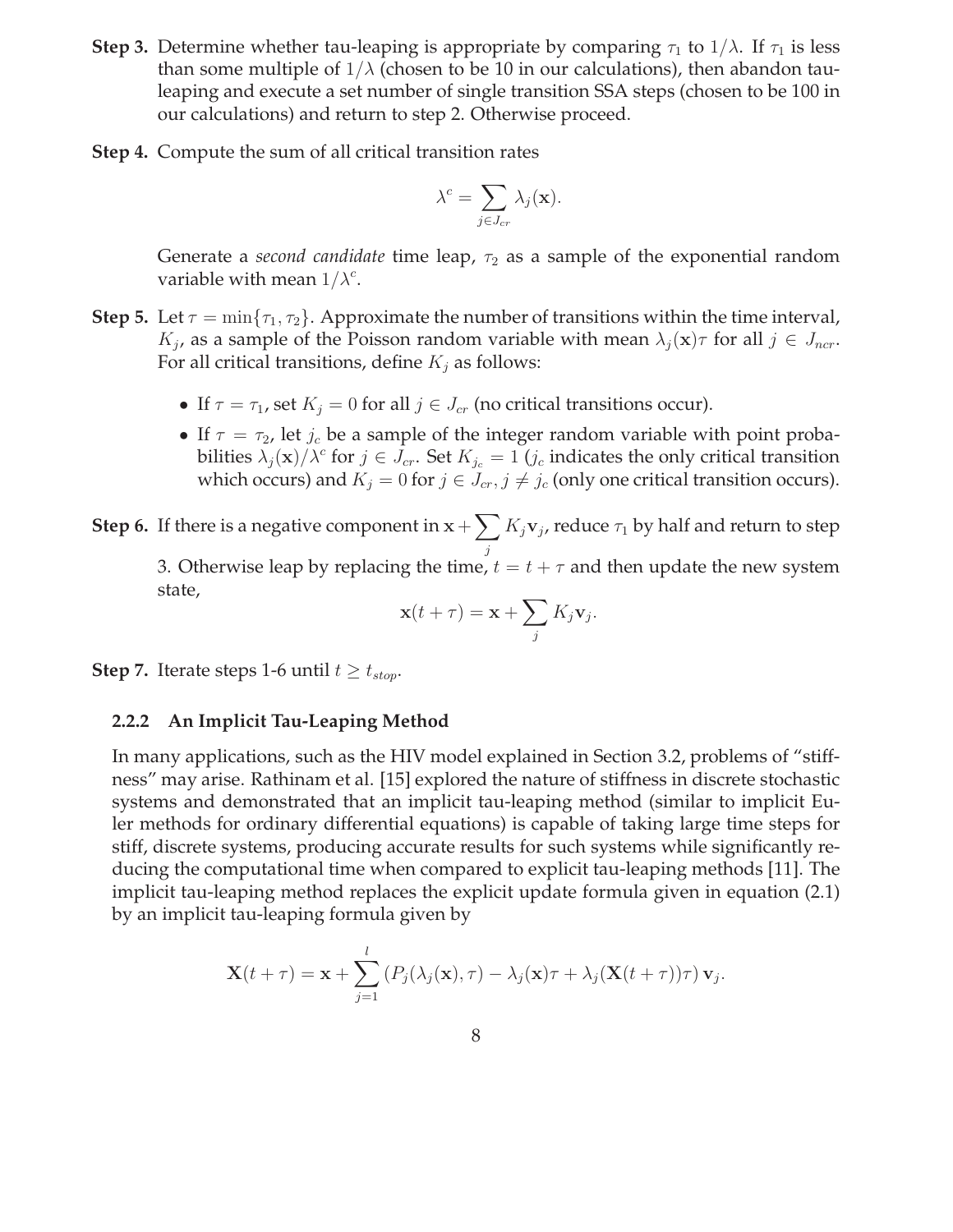**Step 3.** Determine whether tau-leaping is appropriate by comparing $\tau_1$ to $1/\lambda$. If $\tau_1$ is less than some multiple of $1/\lambda$ (chosen to be 10 in our calculations), then abandon tau-leaping and execute a set number of single transition SSA steps (chosen to be 100 in our calculations) and return to step 2. Otherwise proceed.

**Step 4.** Compute the sum of all critical transition rates

$$\lambda^c = \sum_{j \in J_{cr}} \lambda_j(\mathbf{x}).$$

Generate a *second candidate* time leap, $\tau_2$ as a sample of the exponential random variable with mean $1/\lambda^c$.

**Step 5.** Let $\tau = \min\{\tau_1, \tau_2\}$. Approximate the number of transitions within the time interval, $K_j$, as a sample of the Poisson random variable with mean $\lambda_j(\mathbf{x})\tau$ for all $j \in J_{ncr}$. For all critical transitions, define $K_j$ as follows:

- If $\tau = \tau_1$, set $K_j = 0$ for all $j \in J_{cr}$ (no critical transitions occur).
- If $\tau = \tau_2$, let $j_c$ be a sample of the integer random variable with point probabilities $\lambda_j(\mathbf{x})/\lambda^c$ for $j \in J_{cr}$. Set $K_{j_c} = 1$ ($j_c$ indicates the only critical transition which occurs) and $K_j = 0$ for $j \in J_{cr}, j \neq j_c$ (only one critical transition occurs).

**Step 6.** If there is a negative component in $\mathbf{x} + \sum_j K_j \mathbf{v}_j$, reduce $\tau_1$ by half and return to step 3. Otherwise leap by replacing the time, $t = t + \tau$ and then update the new system state,

$$\mathbf{x}(t+\tau) = \mathbf{x} + \sum_j K_j \mathbf{v}_j.$$

**Step 7.** Iterate steps 1-6 until $t \geq t_{stop}$.

### 2.2.2 An Implicit Tau-Leaping Method

In many applications, such as the HIV model explained in Section 3.2, problems of "stiffness" may arise. Rathinam et al. [15] explored the nature of stiffness in discrete stochastic systems and demonstrated that an implicit tau-leaping method (similar to implicit Euler methods for ordinary differential equations) is capable of taking large time steps for stiff, discrete systems, producing accurate results for such systems while significantly reducing the computational time when compared to explicit tau-leaping methods [11]. The implicit tau-leaping method replaces the explicit update formula given in equation (2.1) by an implicit tau-leaping formula given by

$$\mathbf{X}(t+\tau) = \mathbf{x} + \sum_{j=1}^{l} \left(P_j(\lambda_j(\mathbf{x}), \tau) - \lambda_j(\mathbf{x})\tau + \lambda_j(\mathbf{X}(t+\tau))\tau\right) \mathbf{v}_j.$$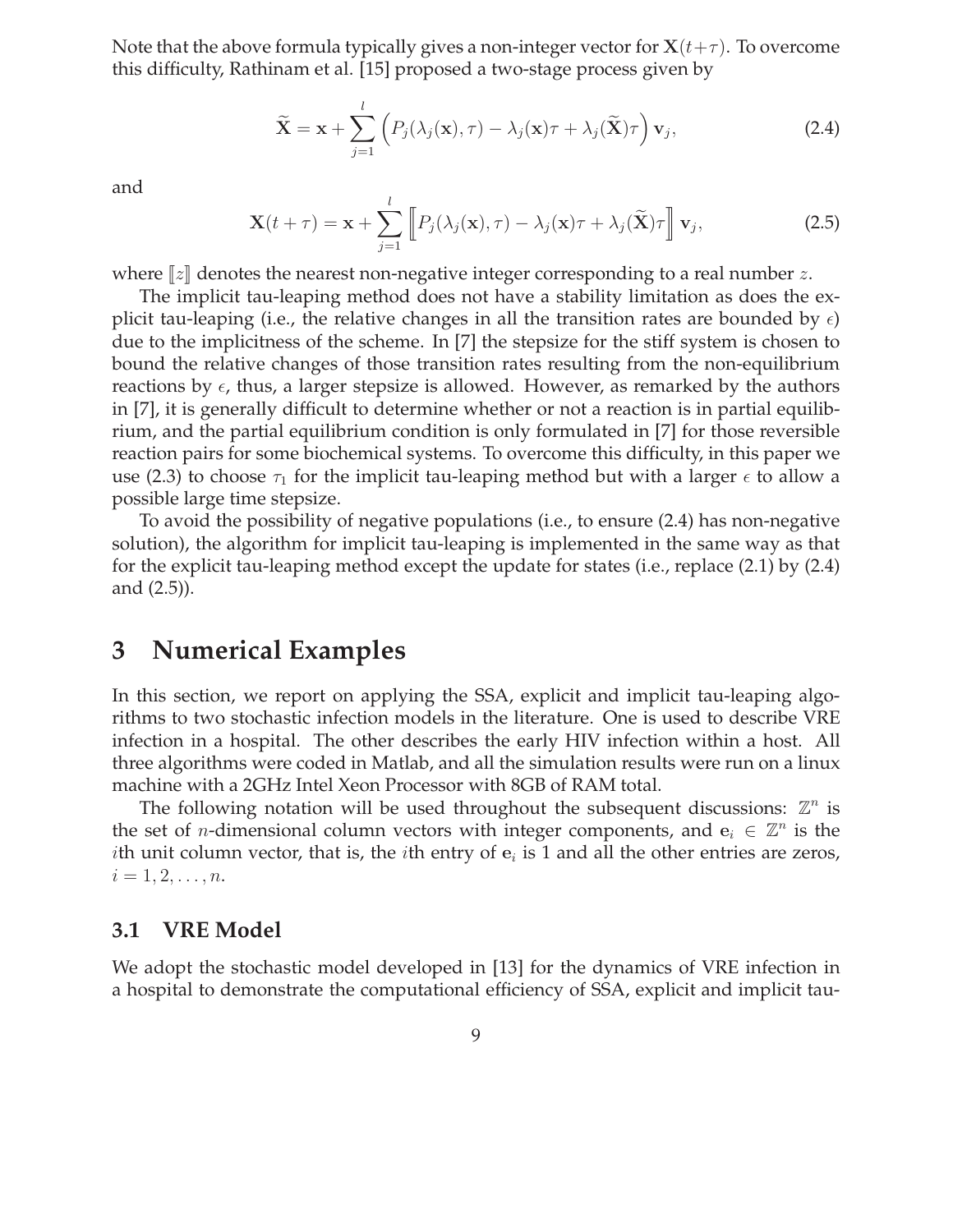Note that the above formula typically gives a non-integer vector for $\mathbf{X}(t+\tau)$. To overcome this difficulty, Rathinam et al. [15] proposed a two-stage process given by

$$\widetilde{\mathbf{X}} = \mathbf{x} + \sum_{j=1}^{l} \left( P_j(\lambda_j(\mathbf{x}), \tau) - \lambda_j(\mathbf{x})\tau + \lambda_j(\widetilde{\mathbf{X}})\tau \right) \mathbf{v}_j, \tag{2.4}$$

and

$$\mathbf{X}(t+\tau) = \mathbf{x} + \sum_{j=1}^{l} \left[\!\left[ P_j(\lambda_j(\mathbf{x}), \tau) - \lambda_j(\mathbf{x})\tau + \lambda_j(\widetilde{\mathbf{X}})\tau \right]\!\right] \mathbf{v}_j, \tag{2.5}$$

where $[\![z]\!]$ denotes the nearest non-negative integer corresponding to a real number $z$.

The implicit tau-leaping method does not have a stability limitation as does the explicit tau-leaping (i.e., the relative changes in all the transition rates are bounded by $\epsilon$) due to the implicitness of the scheme. In [7] the stepsize for the stiff system is chosen to bound the relative changes of those transition rates resulting from the non-equilibrium reactions by $\epsilon$, thus, a larger stepsize is allowed. However, as remarked by the authors in [7], it is generally difficult to determine whether or not a reaction is in partial equilibrium, and the partial equilibrium condition is only formulated in [7] for those reversible reaction pairs for some biochemical systems. To overcome this difficulty, in this paper we use (2.3) to choose $\tau_1$ for the implicit tau-leaping method but with a larger $\epsilon$ to allow a possible large time stepsize.

To avoid the possibility of negative populations (i.e., to ensure (2.4) has non-negative solution), the algorithm for implicit tau-leaping is implemented in the same way as that for the explicit tau-leaping method except the update for states (i.e., replace (2.1) by (2.4) and (2.5)).

# 3 Numerical Examples

In this section, we report on applying the SSA, explicit and implicit tau-leaping algorithms to two stochastic infection models in the literature. One is used to describe VRE infection in a hospital. The other describes the early HIV infection within a host. All three algorithms were coded in Matlab, and all the simulation results were run on a linux machine with a 2GHz Intel Xeon Processor with 8GB of RAM total.

The following notation will be used throughout the subsequent discussions: $\mathbb{Z}^n$ is the set of $n$-dimensional column vectors with integer components, and $\mathbf{e}_i \in \mathbb{Z}^n$ is the $i$th unit column vector, that is, the $i$th entry of $\mathbf{e}_i$ is 1 and all the other entries are zeros, $i = 1, 2, \ldots, n$.

## 3.1 VRE Model

We adopt the stochastic model developed in [13] for the dynamics of VRE infection in a hospital to demonstrate the computational efficiency of SSA, explicit and implicit tau-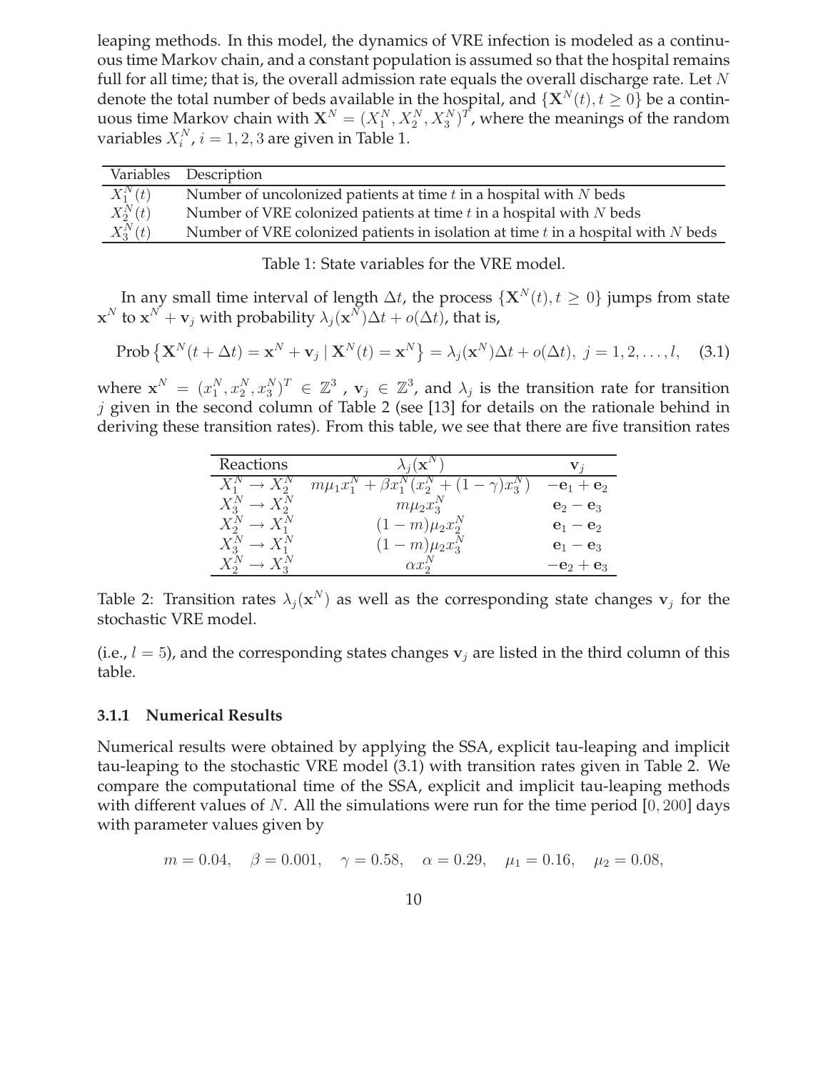leaping methods. In this model, the dynamics of VRE infection is modeled as a continuous time Markov chain, and a constant population is assumed so that the hospital remains full for all time; that is, the overall admission rate equals the overall discharge rate. Let $N$ denote the total number of beds available in the hospital, and $\{\mathbf{X}^N(t), t \geq 0\}$ be a continuous time Markov chain with $\mathbf{X}^N = (X_1^N, X_2^N, X_3^N)^T$, where the meanings of the random variables $X_i^N$, $i = 1, 2, 3$ are given in Table 1.

| Variables | Description |
|---|---|
| $X_1^N(t)$ | Number of uncolonized patients at time $t$ in a hospital with $N$ beds |
| $X_2^N(t)$ | Number of VRE colonized patients at time $t$ in a hospital with $N$ beds |
| $X_3^N(t)$ | Number of VRE colonized patients in isolation at time $t$ in a hospital with $N$ beds |

Table 1: State variables for the VRE model.

In any small time interval of length $\Delta t$, the process $\{\mathbf{X}^N(t), t \geq 0\}$ jumps from state $\mathbf{x}^N$ to $\mathbf{x}^N + \mathbf{v}_j$ with probability $\lambda_j(\mathbf{x}^N)\Delta t + o(\Delta t)$, that is,

$$\text{Prob}\left\{\mathbf{X}^N(t + \Delta t) = \mathbf{x}^N + \mathbf{v}_j \mid \mathbf{X}^N(t) = \mathbf{x}^N\right\} = \lambda_j(\mathbf{x}^N)\Delta t + o(\Delta t),\ j = 1, 2, \ldots, l, \quad (3.1)$$

where $\mathbf{x}^N = (x_1^N, x_2^N, x_3^N)^T \in \mathbb{Z}^3$ , $\mathbf{v}_j \in \mathbb{Z}^3$, and $\lambda_j$ is the transition rate for transition $j$ given in the second column of Table 2 (see [13] for details on the rationale behind in deriving these transition rates). From this table, we see that there are five transition rates

| Reactions | $\lambda_j(\mathbf{x}^N)$ | $\mathbf{v}_j$ |
|---|---|---|
| $X_1^N \to X_2^N$ | $m\mu_1 x_1^N + \beta x_1^N(x_2^N + (1-\gamma)x_3^N)$ | $-\mathbf{e}_1 + \mathbf{e}_2$ |
| $X_3^N \to X_2^N$ | $m\mu_2 x_3^N$ | $\mathbf{e}_2 - \mathbf{e}_3$ |
| $X_2^N \to X_1^N$ | $(1-m)\mu_2 x_2^N$ | $\mathbf{e}_1 - \mathbf{e}_2$ |
| $X_3^N \to X_1^N$ | $(1-m)\mu_2 x_3^N$ | $\mathbf{e}_1 - \mathbf{e}_3$ |
| $X_2^N \to X_3^N$ | $\alpha x_2^N$ | $-\mathbf{e}_2 + \mathbf{e}_3$ |

Table 2: Transition rates $\lambda_j(\mathbf{x}^N)$ as well as the corresponding state changes $\mathbf{v}_j$ for the stochastic VRE model.

(i.e., $l = 5$), and the corresponding states changes $\mathbf{v}_j$ are listed in the third column of this table.

### 3.1.1 Numerical Results

Numerical results were obtained by applying the SSA, explicit tau-leaping and implicit tau-leaping to the stochastic VRE model (3.1) with transition rates given in Table 2. We compare the computational time of the SSA, explicit and implicit tau-leaping methods with different values of $N$. All the simulations were run for the time period $[0, 200]$ days with parameter values given by

$$m = 0.04, \quad \beta = 0.001, \quad \gamma = 0.58, \quad \alpha = 0.29, \quad \mu_1 = 0.16, \quad \mu_2 = 0.08,$$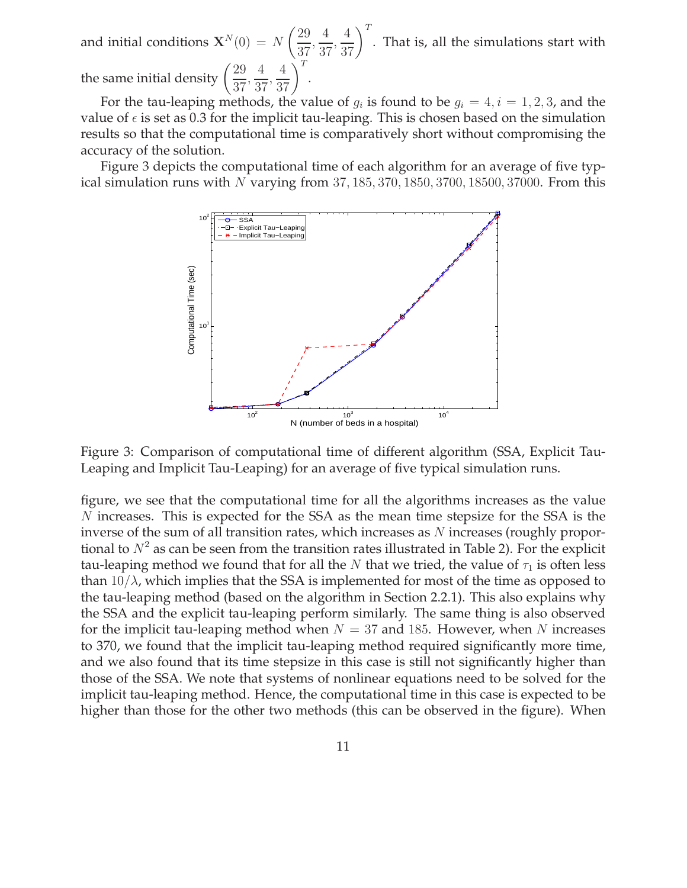and initial conditions $\mathbf{X}^N(0) = N\left(\frac{29}{37}, \frac{4}{37}, \frac{4}{37}\right)^T$. That is, all the simulations start with the same initial density $\left(\frac{29}{37}, \frac{4}{37}, \frac{4}{37}\right)^T$.

For the tau-leaping methods, the value of $g_i$ is found to be $g_i = 4, i = 1, 2, 3$, and the value of $\epsilon$ is set as 0.3 for the implicit tau-leaping. This is chosen based on the simulation results so that the computational time is comparatively short without compromising the accuracy of the solution.

Figure 3 depicts the computational time of each algorithm for an average of five typical simulation runs with $N$ varying from $37, 185, 370, 1850, 3700, 18500, 37000$. From this figure, we see that the computational time for all the algorithms increases as the value $N$ increases. This is expected for the SSA as the mean time stepsize for the SSA is the inverse of the sum of all transition rates, which increases as $N$ increases (roughly proportional to $N^2$ as can be seen from the transition rates illustrated in Table 2). For the explicit tau-leaping method we found that for all the $N$ that we tried, the value of $\tau_1$ is often less than $10/\lambda$, which implies that the SSA is implemented for most of the time as opposed to the tau-leaping method (based on the algorithm in Section 2.2.1). This also explains why the SSA and the explicit tau-leaping perform similarly. The same thing is also observed for the implicit tau-leaping method when $N = 37$ and $185$. However, when $N$ increases to 370, we found that the implicit tau-leaping method required significantly more time, and we also found that its time stepsize in this case is still not significantly higher than those of the SSA. We note that systems of nonlinear equations need to be solved for the implicit tau-leaping method. Hence, the computational time in this case is expected to be higher than those for the other two methods (this can be observed in the figure). When

Figure 3: Comparison of computational time of different algorithm (SSA, Explicit Tau-Leaping and Implicit Tau-Leaping) for an average of five typical simulation runs.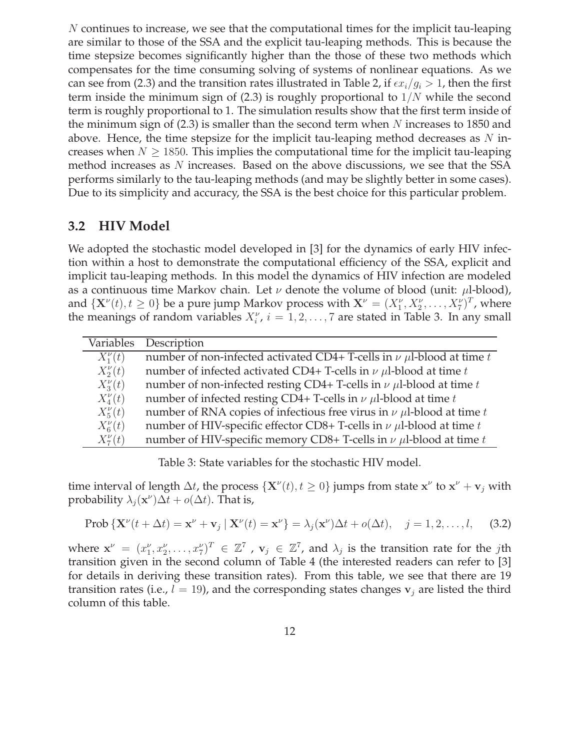$N$ continues to increase, we see that the computational times for the implicit tau-leaping are similar to those of the SSA and the explicit tau-leaping methods. This is because the time stepsize becomes significantly higher than the those of these two methods which compensates for the time consuming solving of systems of nonlinear equations. As we can see from (2.3) and the transition rates illustrated in Table 2, if $\epsilon x_i/g_i > 1$, then the first term inside the minimum sign of (2.3) is roughly proportional to $1/N$ while the second term is roughly proportional to 1. The simulation results show that the first term inside of the minimum sign of (2.3) is smaller than the second term when $N$ increases to 1850 and above. Hence, the time stepsize for the implicit tau-leaping method decreases as $N$ increases when $N \geq 1850$. This implies the computational time for the implicit tau-leaping method increases as $N$ increases. Based on the above discussions, we see that the SSA performs similarly to the tau-leaping methods (and may be slightly better in some cases). Due to its simplicity and accuracy, the SSA is the best choice for this particular problem.

## 3.2 HIV Model

We adopted the stochastic model developed in [3] for the dynamics of early HIV infection within a host to demonstrate the computational efficiency of the SSA, explicit and implicit tau-leaping methods. In this model the dynamics of HIV infection are modeled as a continuous time Markov chain. Let $\nu$ denote the volume of blood (unit: $\mu$l-blood), and $\{\mathbf{X}^\nu(t), t \geq 0\}$ be a pure jump Markov process with $\mathbf{X}^\nu = (X_1^\nu, X_2^\nu, \ldots, X_7^\nu)^T$, where the meanings of random variables $X_i^\nu$, $i = 1, 2, \ldots, 7$ are stated in Table 3. In any small time interval of length $\Delta t$, the process $\{\mathbf{X}^\nu(t), t \geq 0\}$ jumps from state $\mathbf{x}^\nu$ to $\mathbf{x}^\nu + \mathbf{v}_j$ with probability $\lambda_j(\mathbf{x}^\nu)\Delta t + o(\Delta t)$. That is,

| Variables | Description |
|---|---|
| $X_1^\nu(t)$ | number of non-infected activated CD4+ T-cells in $\nu$ $\mu$l-blood at time $t$ |
| $X_2^\nu(t)$ | number of infected activated CD4+ T-cells in $\nu$ $\mu$l-blood at time $t$ |
| $X_3^\nu(t)$ | number of non-infected resting CD4+ T-cells in $\nu$ $\mu$l-blood at time $t$ |
| $X_4^\nu(t)$ | number of infected resting CD4+ T-cells in $\nu$ $\mu$l-blood at time $t$ |
| $X_5^\nu(t)$ | number of RNA copies of infectious free virus in $\nu$ $\mu$l-blood at time $t$ |
| $X_6^\nu(t)$ | number of HIV-specific effector CD8+ T-cells in $\nu$ $\mu$l-blood at time $t$ |
| $X_7^\nu(t)$ | number of HIV-specific memory CD8+ T-cells in $\nu$ $\mu$l-blood at time $t$ |

Table 3: State variables for the stochastic HIV model.

$$\text{Prob}\{\mathbf{X}^\nu(t + \Delta t) = \mathbf{x}^\nu + \mathbf{v}_j \mid \mathbf{X}^\nu(t) = \mathbf{x}^\nu\} = \lambda_j(\mathbf{x}^\nu)\Delta t + o(\Delta t), \quad j = 1, 2, \ldots, l, \tag{3.2}$$

where $\mathbf{x}^\nu = (x_1^\nu, x_2^\nu, \ldots, x_7^\nu)^T \in \mathbb{Z}^7$ , $\mathbf{v}_j \in \mathbb{Z}^7$, and $\lambda_j$ is the transition rate for the $j$th transition given in the second column of Table 4 (the interested readers can refer to [3] for details in deriving these transition rates). From this table, we see that there are 19 transition rates (i.e., $l = 19$), and the corresponding states changes $\mathbf{v}_j$ are listed the third column of this table.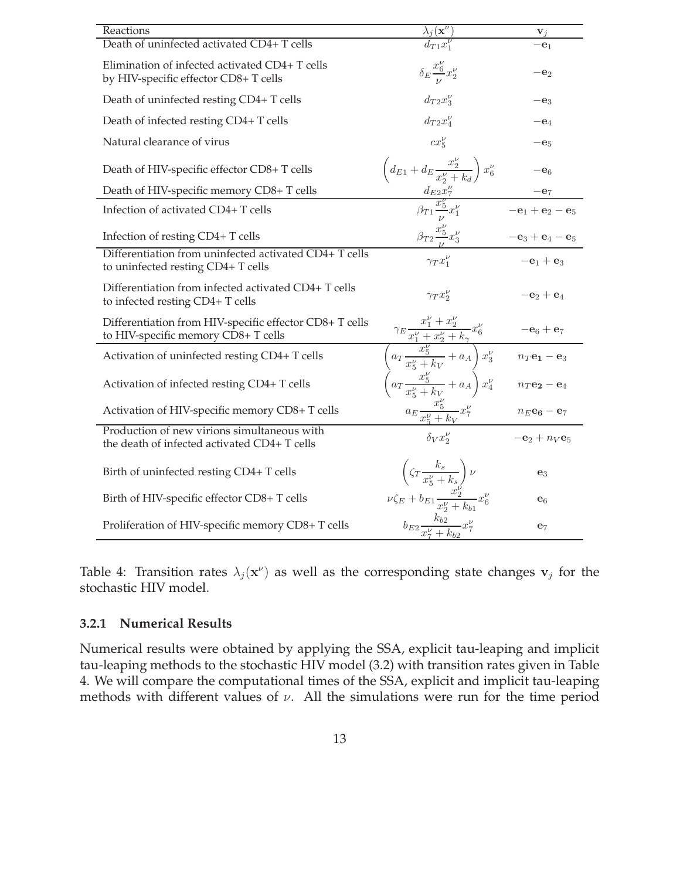| Reactions | $\lambda_j(\mathbf{x}^\nu)$ | $\mathbf{v}_j$ |
|---|---|---|
| Death of uninfected activated CD4+ T cells | $d_{T1}x_1^\nu$ | $-\mathbf{e}_1$ |
| Elimination of infected activated CD4+ T cells by HIV-specific effector CD8+ T cells | $\delta_E \dfrac{x_6^\nu}{\nu} x_2^\nu$ | $-\mathbf{e}_2$ |
| Death of uninfected resting CD4+ T cells | $d_{T2}x_3^\nu$ | $-\mathbf{e}_3$ |
| Death of infected resting CD4+ T cells | $d_{T2}x_4^\nu$ | $-\mathbf{e}_4$ |
| Natural clearance of virus | $cx_5^\nu$ | $-\mathbf{e}_5$ |
| Death of HIV-specific effector CD8+ T cells | $\left(d_{E1} + d_E \dfrac{x_2^\nu}{x_2^\nu + k_d}\right) x_6^\nu$ | $-\mathbf{e}_6$ |
| Death of HIV-specific memory CD8+ T cells | $d_{E2}x_7^\nu$ | $-\mathbf{e}_7$ |
| Infection of activated CD4+ T cells | $\beta_{T1}\dfrac{x_5^\nu}{\nu}x_1^\nu$ | $-\mathbf{e}_1 + \mathbf{e}_2 - \mathbf{e}_5$ |
| Infection of resting CD4+ T cells | $\beta_{T2}\dfrac{x_5^\nu}{\nu}x_3^\nu$ | $-\mathbf{e}_3 + \mathbf{e}_4 - \mathbf{e}_5$ |
| Differentiation from uninfected activated CD4+ T cells to uninfected resting CD4+ T cells | $\gamma_T x_1^\nu$ | $-\mathbf{e}_1 + \mathbf{e}_3$ |
| Differentiation from infected activated CD4+ T cells to infected resting CD4+ T cells | $\gamma_T x_2^\nu$ | $-\mathbf{e}_2 + \mathbf{e}_4$ |
| Differentiation from HIV-specific effector CD8+ T cells to HIV-specific memory CD8+ T cells | $\gamma_E \dfrac{x_1^\nu + x_2^\nu}{x_1^\nu + x_2^\nu + k_\gamma} x_6^\nu$ | $-\mathbf{e}_6 + \mathbf{e}_7$ |
| Activation of uninfected resting CD4+ T cells | $\left(a_T \dfrac{x_5^\nu}{x_5^\nu + k_V} + a_A\right) x_3^\nu$ | $n_T\mathbf{e}_1 - \mathbf{e}_3$ |
| Activation of infected resting CD4+ T cells | $\left(a_T \dfrac{x_5^\nu}{x_5^\nu + k_V} + a_A\right) x_4^\nu$ | $n_T\mathbf{e}_2 - \mathbf{e}_4$ |
| Activation of HIV-specific memory CD8+ T cells | $a_E \dfrac{x_5^\nu}{x_5^\nu + k_V} x_7^\nu$ | $n_E\mathbf{e}_6 - \mathbf{e}_7$ |
| Production of new virions simultaneous with the death of infected activated CD4+ T cells | $\delta_V x_2^\nu$ | $-\mathbf{e}_2 + n_V\mathbf{e}_5$ |
| Birth of uninfected resting CD4+ T cells | $\left(\zeta_T \dfrac{k_s}{x_5^\nu + k_s}\right)\nu$ | $\mathbf{e}_3$ |
| Birth of HIV-specific effector CD8+ T cells | $\nu\zeta_E + b_{E1}\dfrac{x_2^\nu}{x_2^\nu + k_{b1}} x_6^\nu$ | $\mathbf{e}_6$ |
| Proliferation of HIV-specific memory CD8+ T cells | $b_{E2}\dfrac{k_{b2}}{x_7^\nu + k_{b2}} x_7^\nu$ | $\mathbf{e}_7$ |

Table 4: Transition rates $\lambda_j(\mathbf{x}^\nu)$ as well as the corresponding state changes $\mathbf{v}_j$ for the stochastic HIV model.

### 3.2.1 Numerical Results

Numerical results were obtained by applying the SSA, explicit tau-leaping and implicit tau-leaping methods to the stochastic HIV model (3.2) with transition rates given in Table 4. We will compare the computational times of the SSA, explicit and implicit tau-leaping methods with different values of $\nu$. All the simulations were run for the time period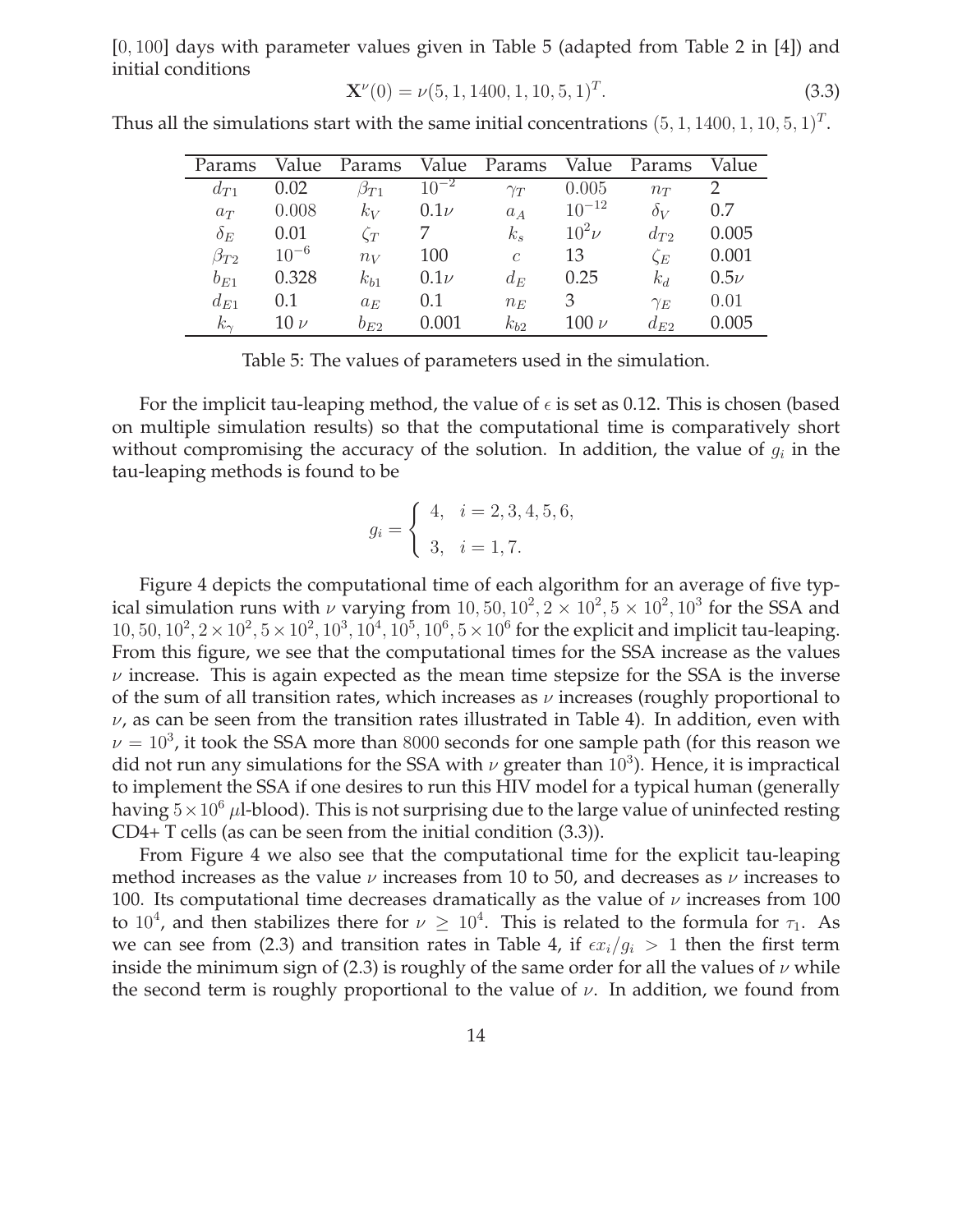$[0, 100]$ days with parameter values given in Table 5 (adapted from Table 2 in [4]) and initial conditions

$$\mathbf{X}^{\nu}(0) = \nu(5, 1, 1400, 1, 10, 5, 1)^T. \tag{3.3}$$

Thus all the simulations start with the same initial concentrations $(5, 1, 1400, 1, 10, 5, 1)^T$.

| Params | Value | Params | Value | Params | Value | Params | Value |
|---|---|---|---|---|---|---|---|
| $d_{T1}$ | 0.02 | $\beta_{T1}$ | $10^{-2}$ | $\gamma_T$ | 0.005 | $n_T$ | 2 |
| $a_T$ | 0.008 | $k_V$ | $0.1\nu$ | $a_A$ | $10^{-12}$ | $\delta_V$ | 0.7 |
| $\delta_E$ | 0.01 | $\zeta_T$ | 7 | $k_s$ | $10^2\nu$ | $d_{T2}$ | 0.005 |
| $\beta_{T2}$ | $10^{-6}$ | $n_V$ | 100 | $c$ | 13 | $\zeta_E$ | 0.001 |
| $b_{E1}$ | 0.328 | $k_{b1}$ | $0.1\nu$ | $d_E$ | 0.25 | $k_d$ | $0.5\nu$ |
| $d_{E1}$ | 0.1 | $a_E$ | 0.1 | $n_E$ | 3 | $\gamma_E$ | 0.01 |
| $k_\gamma$ | $10\ \nu$ | $b_{E2}$ | 0.001 | $k_{b2}$ | $100\ \nu$ | $d_{E2}$ | 0.005 |

Table 5: The values of parameters used in the simulation.

For the implicit tau-leaping method, the value of $\epsilon$ is set as 0.12. This is chosen (based on multiple simulation results) so that the computational time is comparatively short without compromising the accuracy of the solution. In addition, the value of $g_i$ in the tau-leaping methods is found to be

$$g_i = \begin{cases} 4, & i = 2, 3, 4, 5, 6, \\ 3, & i = 1, 7. \end{cases}$$

Figure 4 depicts the computational time of each algorithm for an average of five typical simulation runs with $\nu$ varying from $10, 50, 10^2, 2 \times 10^2, 5 \times 10^2, 10^3$ for the SSA and $10, 50, 10^2, 2 \times 10^2, 5 \times 10^2, 10^3, 10^4, 10^5, 10^6, 5 \times 10^6$ for the explicit and implicit tau-leaping. From this figure, we see that the computational times for the SSA increase as the values $\nu$ increase. This is again expected as the mean time stepsize for the SSA is the inverse of the sum of all transition rates, which increases as $\nu$ increases (roughly proportional to $\nu$, as can be seen from the transition rates illustrated in Table 4). In addition, even with $\nu = 10^3$, it took the SSA more than 8000 seconds for one sample path (for this reason we did not run any simulations for the SSA with $\nu$ greater than $10^3$). Hence, it is impractical to implement the SSA if one desires to run this HIV model for a typical human (generally having $5 \times 10^6$ $\mu$l-blood). This is not surprising due to the large value of uninfected resting CD4+ T cells (as can be seen from the initial condition (3.3)).

From Figure 4 we also see that the computational time for the explicit tau-leaping method increases as the value $\nu$ increases from 10 to 50, and decreases as $\nu$ increases to 100. Its computational time decreases dramatically as the value of $\nu$ increases from 100 to $10^4$, and then stabilizes there for $\nu \geq 10^4$. This is related to the formula for $\tau_1$. As we can see from (2.3) and transition rates in Table 4, if $\epsilon x_i / g_i > 1$ then the first term inside the minimum sign of (2.3) is roughly of the same order for all the values of $\nu$ while the second term is roughly proportional to the value of $\nu$. In addition, we found from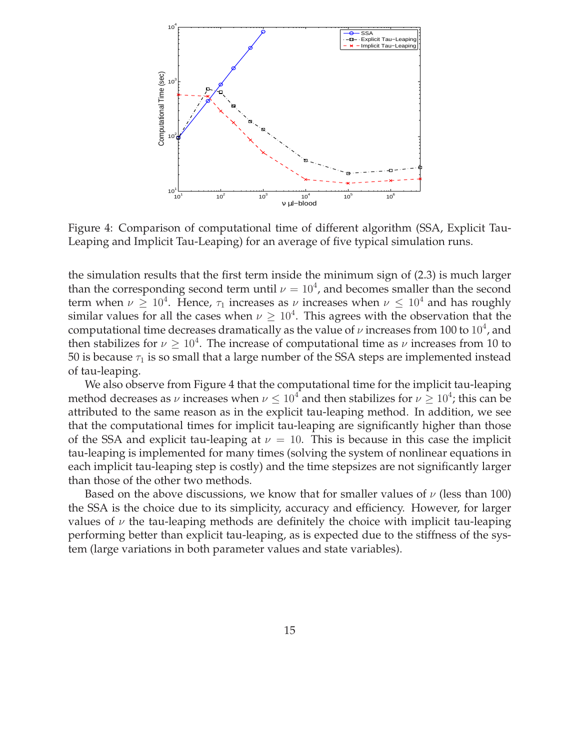Figure 4: Comparison of computational time of different algorithm (SSA, Explicit Tau-Leaping and Implicit Tau-Leaping) for an average of five typical simulation runs.

the simulation results that the first term inside the minimum sign of (2.3) is much larger than the corresponding second term until $\nu = 10^4$, and becomes smaller than the second term when $\nu \geq 10^4$. Hence, $\tau_1$ increases as $\nu$ increases when $\nu \leq 10^4$ and has roughly similar values for all the cases when $\nu \geq 10^4$. This agrees with the observation that the computational time decreases dramatically as the value of $\nu$ increases from 100 to $10^4$, and then stabilizes for $\nu \geq 10^4$. The increase of computational time as $\nu$ increases from 10 to 50 is because $\tau_1$ is so small that a large number of the SSA steps are implemented instead of tau-leaping.

We also observe from Figure 4 that the computational time for the implicit tau-leaping method decreases as $\nu$ increases when $\nu \leq 10^4$ and then stabilizes for $\nu \geq 10^4$; this can be attributed to the same reason as in the explicit tau-leaping method. In addition, we see that the computational times for implicit tau-leaping are significantly higher than those of the SSA and explicit tau-leaping at $\nu = 10$. This is because in this case the implicit tau-leaping is implemented for many times (solving the system of nonlinear equations in each implicit tau-leaping step is costly) and the time stepsizes are not significantly larger than those of the other two methods.

Based on the above discussions, we know that for smaller values of $\nu$ (less than 100) the SSA is the choice due to its simplicity, accuracy and efficiency. However, for larger values of $\nu$ the tau-leaping methods are definitely the choice with implicit tau-leaping performing better than explicit tau-leaping, as is expected due to the stiffness of the system (large variations in both parameter values and state variables).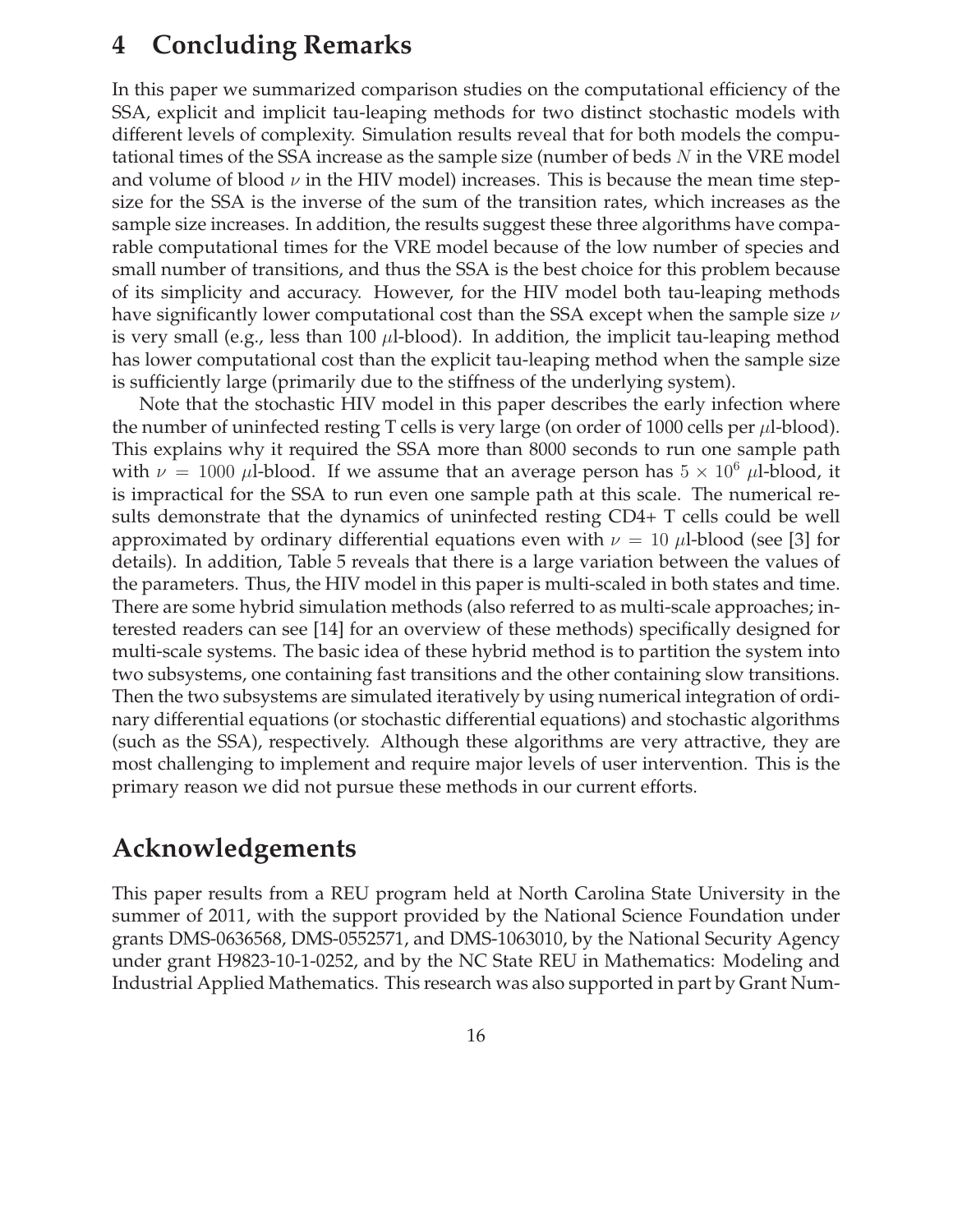# 4 Concluding Remarks

In this paper we summarized comparison studies on the computational efficiency of the SSA, explicit and implicit tau-leaping methods for two distinct stochastic models with different levels of complexity. Simulation results reveal that for both models the computational times of the SSA increase as the sample size (number of beds $N$ in the VRE model and volume of blood $\nu$ in the HIV model) increases. This is because the mean time stepsize for the SSA is the inverse of the sum of the transition rates, which increases as the sample size increases. In addition, the results suggest these three algorithms have comparable computational times for the VRE model because of the low number of species and small number of transitions, and thus the SSA is the best choice for this problem because of its simplicity and accuracy. However, for the HIV model both tau-leaping methods have significantly lower computational cost than the SSA except when the sample size $\nu$ is very small (e.g., less than 100 $\mu$l-blood). In addition, the implicit tau-leaping method has lower computational cost than the explicit tau-leaping method when the sample size is sufficiently large (primarily due to the stiffness of the underlying system).

Note that the stochastic HIV model in this paper describes the early infection where the number of uninfected resting T cells is very large (on order of 1000 cells per $\mu$l-blood). This explains why it required the SSA more than 8000 seconds to run one sample path with $\nu = 1000$ $\mu$l-blood. If we assume that an average person has $5 \times 10^6$ $\mu$l-blood, it is impractical for the SSA to run even one sample path at this scale. The numerical results demonstrate that the dynamics of uninfected resting CD4+ T cells could be well approximated by ordinary differential equations even with $\nu = 10$ $\mu$l-blood (see [3] for details). In addition, Table 5 reveals that there is a large variation between the values of the parameters. Thus, the HIV model in this paper is multi-scaled in both states and time. There are some hybrid simulation methods (also referred to as multi-scale approaches; interested readers can see [14] for an overview of these methods) specifically designed for multi-scale systems. The basic idea of these hybrid method is to partition the system into two subsystems, one containing fast transitions and the other containing slow transitions. Then the two subsystems are simulated iteratively by using numerical integration of ordinary differential equations (or stochastic differential equations) and stochastic algorithms (such as the SSA), respectively. Although these algorithms are very attractive, they are most challenging to implement and require major levels of user intervention. This is the primary reason we did not pursue these methods in our current efforts.

# Acknowledgements

This paper results from a REU program held at North Carolina State University in the summer of 2011, with the support provided by the National Science Foundation under grants DMS-0636568, DMS-0552571, and DMS-1063010, by the National Security Agency under grant H9823-10-1-0252, and by the NC State REU in Mathematics: Modeling and Industrial Applied Mathematics. This research was also supported in part by Grant Num-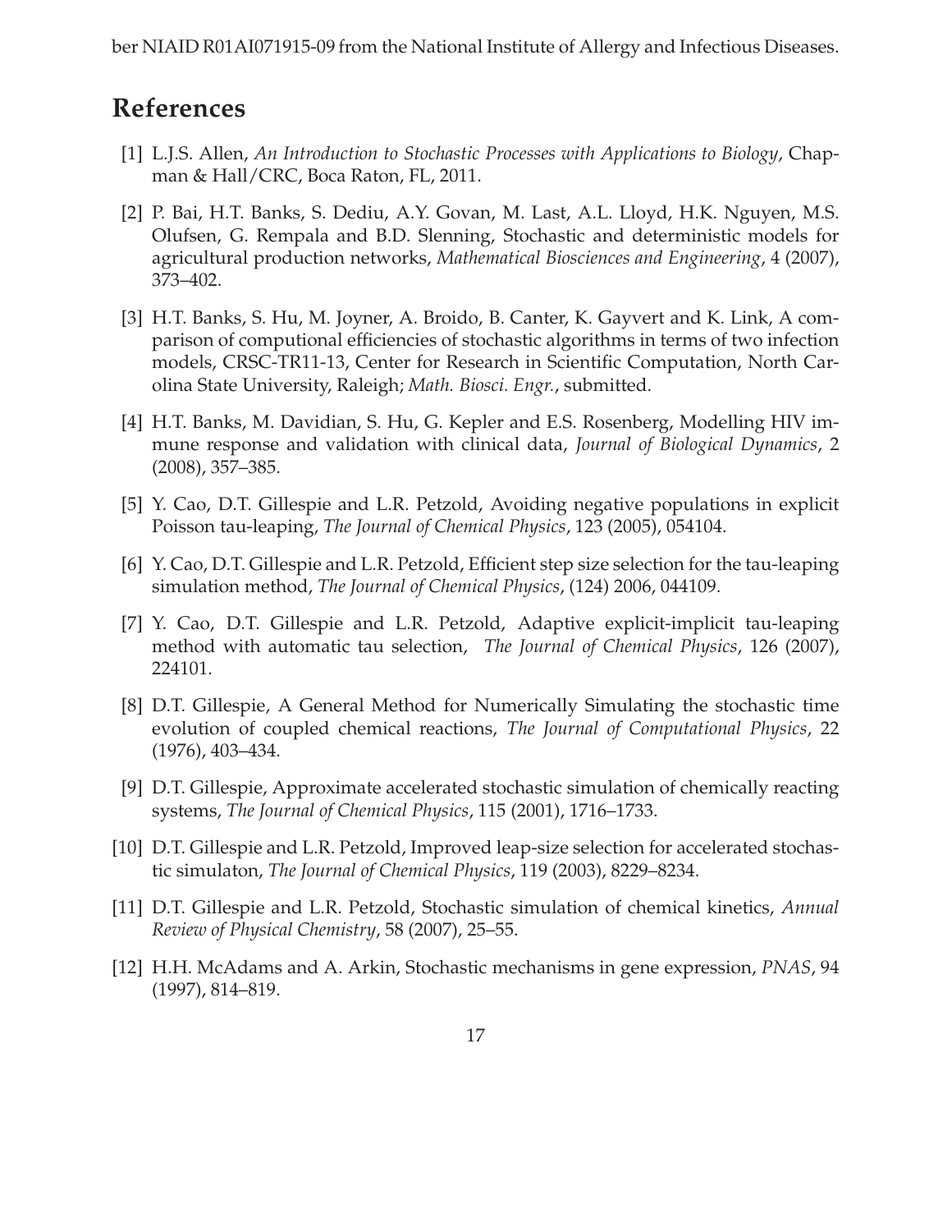ber NIAID R01AI071915-09 from the National Institute of Allergy and Infectious Diseases.

# References

[1] L.J.S. Allen, *An Introduction to Stochastic Processes with Applications to Biology*, Chapman & Hall/CRC, Boca Raton, FL, 2011.

[2] P. Bai, H.T. Banks, S. Dediu, A.Y. Govan, M. Last, A.L. Lloyd, H.K. Nguyen, M.S. Olufsen, G. Rempala and B.D. Slenning, Stochastic and deterministic models for agricultural production networks, *Mathematical Biosciences and Engineering*, 4 (2007), 373–402.

[3] H.T. Banks, S. Hu, M. Joyner, A. Broido, B. Canter, K. Gayvert and K. Link, A comparison of computional efficiencies of stochastic algorithms in terms of two infection models, CRSC-TR11-13, Center for Research in Scientific Computation, North Carolina State University, Raleigh; *Math. Biosci. Engr.*, submitted.

[4] H.T. Banks, M. Davidian, S. Hu, G. Kepler and E.S. Rosenberg, Modelling HIV immune response and validation with clinical data, *Journal of Biological Dynamics*, 2 (2008), 357–385.

[5] Y. Cao, D.T. Gillespie and L.R. Petzold, Avoiding negative populations in explicit Poisson tau-leaping, *The Journal of Chemical Physics*, 123 (2005), 054104.

[6] Y. Cao, D.T. Gillespie and L.R. Petzold, Efficient step size selection for the tau-leaping simulation method, *The Journal of Chemical Physics*, (124) 2006, 044109.

[7] Y. Cao, D.T. Gillespie and L.R. Petzold, Adaptive explicit-implicit tau-leaping method with automatic tau selection, *The Journal of Chemical Physics*, 126 (2007), 224101.

[8] D.T. Gillespie, A General Method for Numerically Simulating the stochastic time evolution of coupled chemical reactions, *The Journal of Computational Physics*, 22 (1976), 403–434.

[9] D.T. Gillespie, Approximate accelerated stochastic simulation of chemically reacting systems, *The Journal of Chemical Physics*, 115 (2001), 1716–1733.

[10] D.T. Gillespie and L.R. Petzold, Improved leap-size selection for accelerated stochastic simulaton, *The Journal of Chemical Physics*, 119 (2003), 8229–8234.

[11] D.T. Gillespie and L.R. Petzold, Stochastic simulation of chemical kinetics, *Annual Review of Physical Chemistry*, 58 (2007), 25–55.

[12] H.H. McAdams and A. Arkin, Stochastic mechanisms in gene expression, *PNAS*, 94 (1997), 814–819.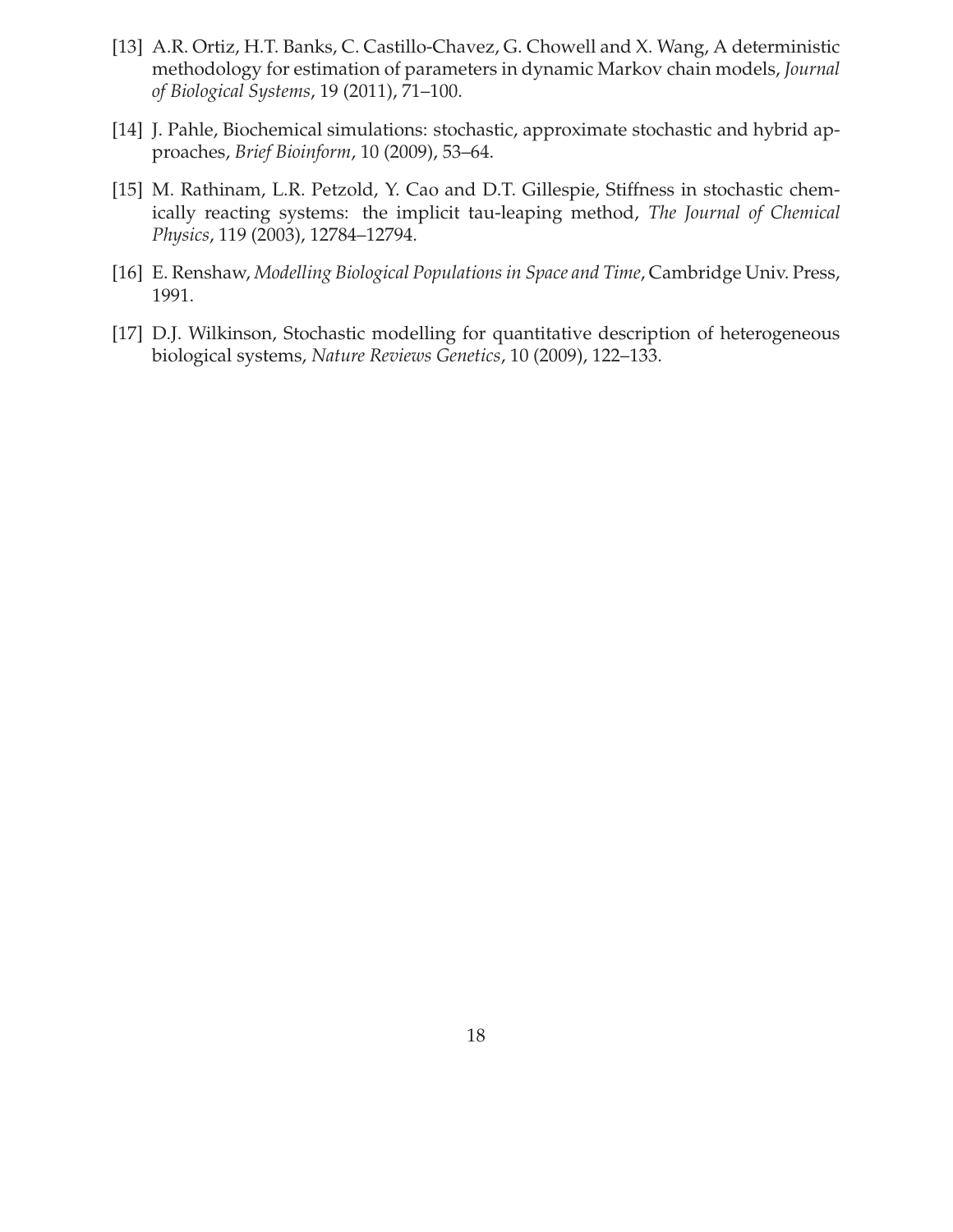[13] A.R. Ortiz, H.T. Banks, C. Castillo-Chavez, G. Chowell and X. Wang, A deterministic methodology for estimation of parameters in dynamic Markov chain models, *Journal of Biological Systems*, 19 (2011), 71–100.

[14] J. Pahle, Biochemical simulations: stochastic, approximate stochastic and hybrid approaches, *Brief Bioinform*, 10 (2009), 53–64.

[15] M. Rathinam, L.R. Petzold, Y. Cao and D.T. Gillespie, Stiffness in stochastic chemically reacting systems: the implicit tau-leaping method, *The Journal of Chemical Physics*, 119 (2003), 12784–12794.

[16] E. Renshaw, *Modelling Biological Populations in Space and Time*, Cambridge Univ. Press, 1991.

[17] D.J. Wilkinson, Stochastic modelling for quantitative description of heterogeneous biological systems, *Nature Reviews Genetics*, 10 (2009), 122–133.